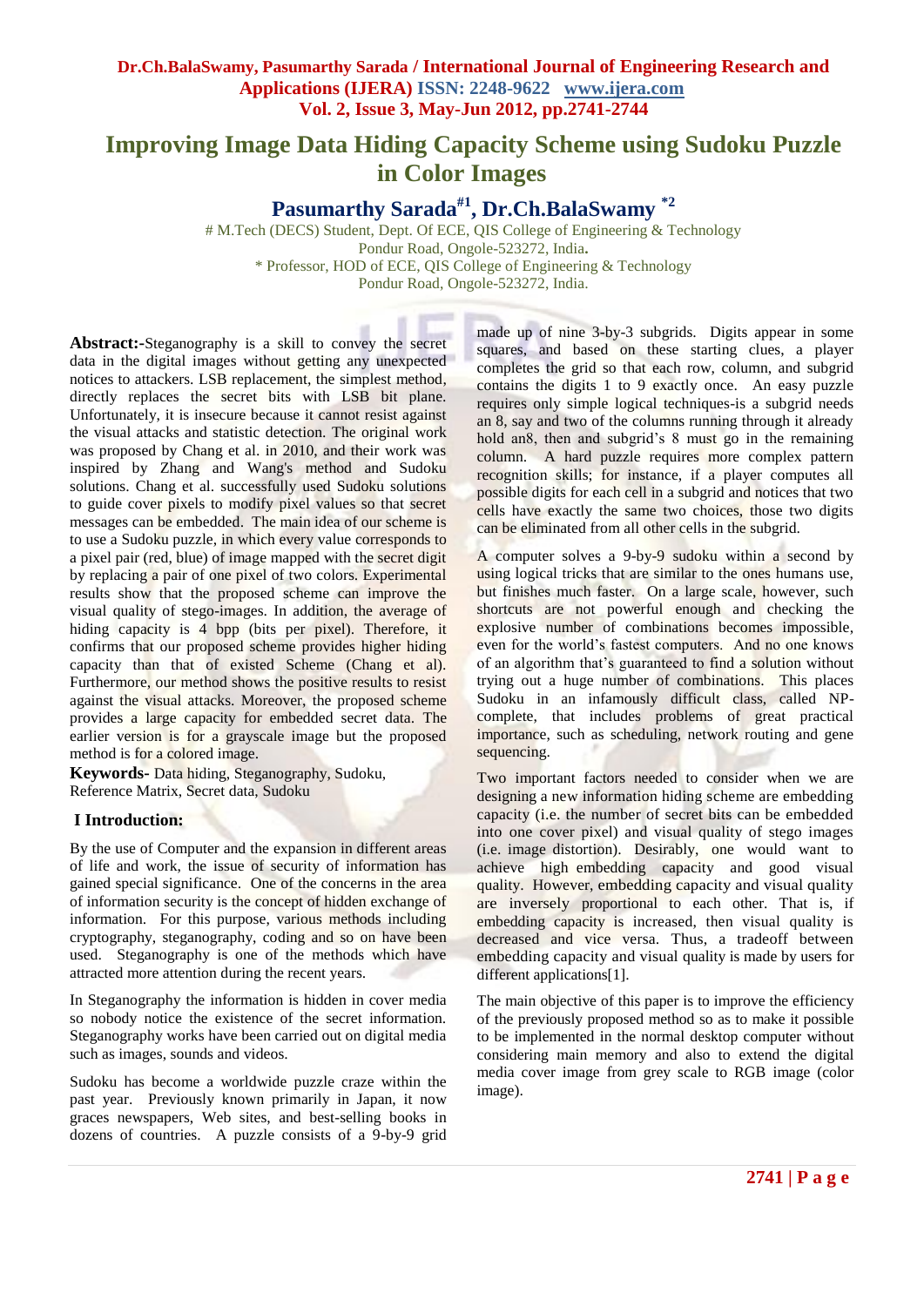# Improving Image Data Hiding Capacity Scheme using Sudoku Puzzle in Color Images

**Pasumarthy Sarada[#1], Dr.Ch.BalaSwamy [*2]**

# M.Tech (DECS) Student, Dept. Of ECE, QIS College of Engineering & Technology
Pondur Road, Ongole-523272, India.
* Professor, HOD of ECE, QIS College of Engineering & Technology
Pondur Road, Ongole-523272, India.

**Abstract:-**Steganography is a skill to convey the secret data in the digital images without getting any unexpected notices to attackers. LSB replacement, the simplest method, directly replaces the secret bits with LSB bit plane. Unfortunately, it is insecure because it cannot resist against the visual attacks and statistic detection. The original work was proposed by Chang et al. in 2010, and their work was inspired by Zhang and Wang's method and Sudoku solutions. Chang et al. successfully used Sudoku solutions to guide cover pixels to modify pixel values so that secret messages can be embedded. The main idea of our scheme is to use a Sudoku puzzle, in which every value corresponds to a pixel pair (red, blue) of image mapped with the secret digit by replacing a pair of one pixel of two colors. Experimental results show that the proposed scheme can improve the visual quality of stego-images. In addition, the average of hiding capacity is 4 bpp (bits per pixel). Therefore, it confirms that our proposed scheme provides higher hiding capacity than that of existed Scheme (Chang et al). Furthermore, our method shows the positive results to resist against the visual attacks. Moreover, the proposed scheme provides a large capacity for embedded secret data. The earlier version is for a grayscale image but the proposed method is for a colored image.

**Keywords-** Data hiding, Steganography, Sudoku, Reference Matrix, Secret data, Sudoku

## I Introduction:

By the use of Computer and the expansion in different areas of life and work, the issue of security of information has gained special significance. One of the concerns in the area of information security is the concept of hidden exchange of information. For this purpose, various methods including cryptography, steganography, coding and so on have been used. Steganography is one of the methods which have attracted more attention during the recent years.

In Steganography the information is hidden in cover media so nobody notice the existence of the secret information. Steganography works have been carried out on digital media such as images, sounds and videos.

Sudoku has become a worldwide puzzle craze within the past year. Previously known primarily in Japan, it now graces newspapers, Web sites, and best-selling books in dozens of countries. A puzzle consists of a 9-by-9 grid made up of nine 3-by-3 subgrids. Digits appear in some squares, and based on these starting clues, a player completes the grid so that each row, column, and subgrid contains the digits 1 to 9 exactly once. An easy puzzle requires only simple logical techniques-is a subgrid needs an 8, say and two of the columns running through it already hold an8, then and subgrid's 8 must go in the remaining column. A hard puzzle requires more complex pattern recognition skills; for instance, if a player computes all possible digits for each cell in a subgrid and notices that two cells have exactly the same two choices, those two digits can be eliminated from all other cells in the subgrid.

A computer solves a 9-by-9 sudoku within a second by using logical tricks that are similar to the ones humans use, but finishes much faster. On a large scale, however, such shortcuts are not powerful enough and checking the explosive number of combinations becomes impossible, even for the world's fastest computers. And no one knows of an algorithm that's guaranteed to find a solution without trying out a huge number of combinations. This places Sudoku in an infamously difficult class, called NP-complete, that includes problems of great practical importance, such as scheduling, network routing and gene sequencing.

Two important factors needed to consider when we are designing a new information hiding scheme are embedding capacity (i.e. the number of secret bits can be embedded into one cover pixel) and visual quality of stego images (i.e. image distortion). Desirably, one would want to achieve high embedding capacity and good visual quality. However, embedding capacity and visual quality are inversely proportional to each other. That is, if embedding capacity is increased, then visual quality is decreased and vice versa. Thus, a tradeoff between embedding capacity and visual quality is made by users for different applications[1].

The main objective of this paper is to improve the efficiency of the previously proposed method so as to make it possible to be implemented in the normal desktop computer without considering main memory and also to extend the digital media cover image from grey scale to RGB image (color image).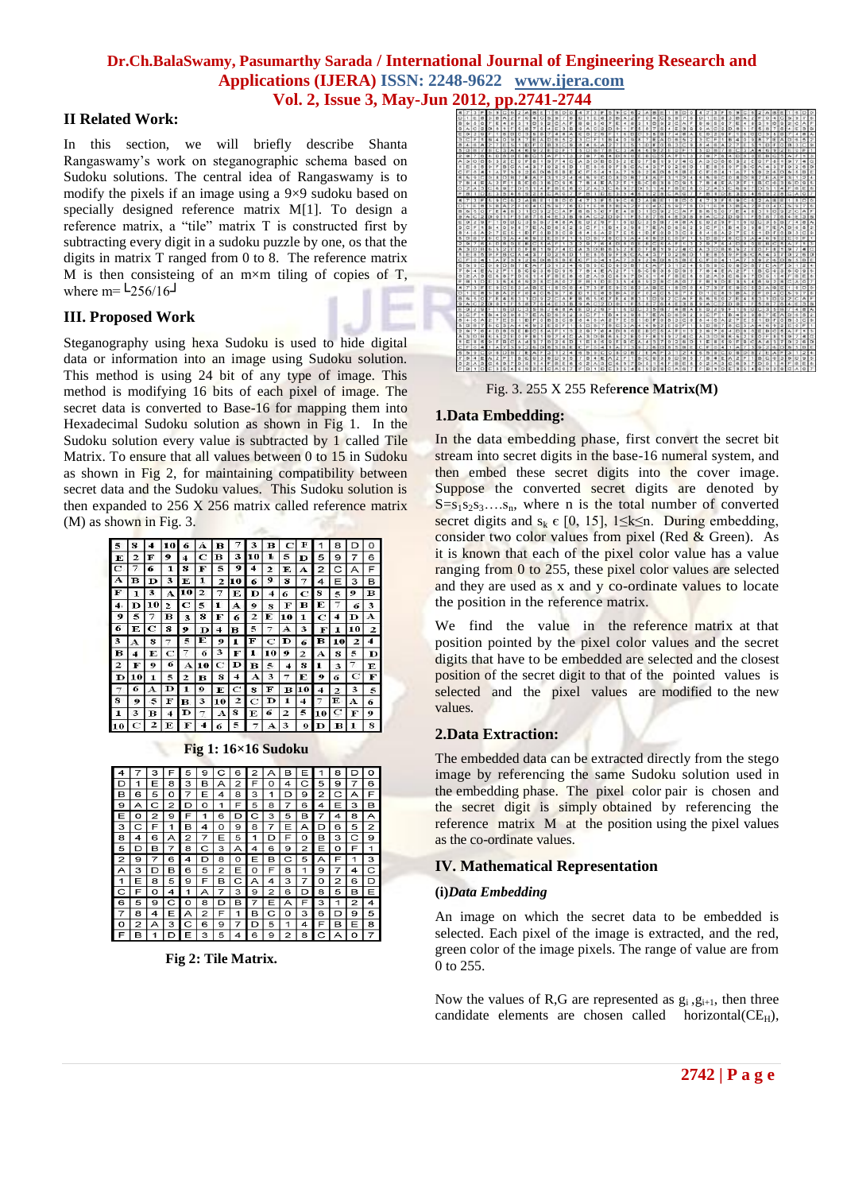## II Related Work:

In this section, we will briefly describe Shanta Rangaswamy's work on steganographic schema based on Sudoku solutions. The central idea of Rangaswamy is to modify the pixels if an image using a 9×9 sudoku based on specially designed reference matrix M[1]. To design a reference matrix, a "tile" matrix T is constructed first by subtracting every digit in a sudoku puzzle by one, os that the digits in matrix T ranged from 0 to 8. The reference matrix M is then consisteing of an m×m tiling of copies of T, where m= $\lfloor 256/16 \rfloor$

## III. Proposed Work

Steganography using hexa Sudoku is used to hide digital data or information into an image using Sudoku solution. This method is using 24 bit of any type of image. This method is modifying 16 bits of each pixel of image. The secret data is converted to Base-16 for mapping them into Hexadecimal Sudoku solution as shown in Fig 1. In the Sudoku solution every value is subtracted by 1 called Tile Matrix. To ensure that all values between 0 to 15 in Sudoku as shown in Fig 2, for maintaining compatibility between secret data and the Sudoku values. This Sudoku solution is then expanded to 256 X 256 matrix called reference matrix (M) as shown in Fig. 3.

| 5 | 8 | 4 | 10 | 6 | A | B | 7 | 3 | B | C | F | 1 | 8 | D | 0 |
|---|---|---|---|---|---|---|---|---|---|---|---|---|---|---|---|
| E | 2 | F | 9 | 4 | C | B | 3 | 10 | 1 | 5 | D | 5 | 9 | 7 | 6 |
| C | 7 | 6 | 1 | 8 | F | 5 | 9 | 4 | 2 | E | A | 2 | C | A | F |
| A | B | D | 3 | E | 1 | 2 | 10 | 6 | 9 | 8 | 7 | 4 | E | 3 | B |
| F | 1 | 3 | A | 10 | 2 | 7 | E | D | 4 | 6 | C | 8 | 5 | 9 | B |
| 4 | D | 10 | 2 | C | 5 | 1 | A | 9 | 8 | F | B | E | 7 | 6 | 3 |
| 9 | 5 | 7 | B | 3 | 8 | F | 6 | 2 | E | 10 | 1 | C | 4 | D | A |
| 6 | E | C | 8 | 9 | D | 4 | B | 5 | 7 | A | 3 | F | 1 | 10 | 2 |
| 3 | A | 8 | 7 | 5 | E | 9 | 1 | F | C | D | 6 | B | 10 | 2 | 4 |
| B | 4 | E | C | 7 | 6 | 3 | F | 1 | 10 | 9 | 2 | A | 8 | 5 | D |
| 2 | F | 9 | 6 | A | 10 | C | D | B | 5 | 4 | 8 | 1 | 3 | 7 | E |
| D | 10 | 1 | 5 | 2 | B | 8 | 4 | A | 3 | 7 | E | 9 | 6 | C | F |
| 7 | 6 | A | D | 1 | 9 | E | C | 8 | F | B | 10 | 4 | 2 | 3 | 5 |
| 8 | 9 | 5 | F | B | 3 | 10 | 2 | C | D | 1 | 4 | 7 | E | A | 6 |
| 1 | 3 | B | 4 | D | 7 | A | 8 | E | 6 | 2 | 5 | 10 | C | F | 9 |
| 10 | C | 2 | E | F | 4 | 6 | 5 | 7 | A | 3 | 9 | D | B | 1 | 8 |

**Fig 1: 16×16 Sudoku**

| 4 | 7 | 3 | F | 5 | 9 | C | 6 | 2 | A | B | E | 1 | 8 | D | 0 |
|---|---|---|---|---|---|---|---|---|---|---|---|---|---|---|---|
| D | 1 | E | 8 | 3 | B | A | 2 | F | 0 | 4 | C | 5 | 9 | 7 | 6 |
| B | 6 | 5 | 0 | 7 | E | 4 | 8 | 3 | 1 | D | 9 | 2 | C | A | F |
| 9 | A | C | 2 | D | 0 | 1 | F | 5 | 8 | 7 | 6 | 4 | E | 3 | B |
| E | 0 | 2 | 9 | F | 1 | 6 | D | C | 3 | 5 | B | 7 | 4 | 8 | A |
| 3 | C | F | 1 | B | 4 | 0 | 9 | 8 | 7 | E | A | D | 6 | 5 | 2 |
| 8 | 4 | 6 | A | 2 | 7 | E | 5 | 1 | D | F | 0 | B | 3 | C | 9 |
| 5 | D | B | 7 | 8 | C | 3 | A | 4 | 6 | 9 | 2 | E | 0 | F | 1 |
| 2 | 9 | 7 | 6 | 4 | D | 8 | 0 | E | B | C | 5 | A | F | 1 | 3 |
| A | 3 | D | B | 6 | 5 | 2 | E | 0 | F | 8 | 1 | 9 | 7 | 4 | C |
| 1 | E | 8 | 5 | 9 | F | B | C | A | 4 | 3 | 7 | 0 | 2 | 6 | D |
| C | F | 0 | 4 | 1 | A | 7 | 3 | 9 | 2 | 6 | D | 8 | 5 | B | E |
| 6 | 5 | 9 | C | 0 | 8 | D | B | 7 | E | A | F | 3 | 1 | 2 | 4 |
| 7 | 8 | 4 | E | A | 2 | F | 1 | B | C | 0 | 3 | 6 | D | 9 | 5 |
| 0 | 2 | A | 3 | C | 6 | 9 | 7 | D | 5 | 1 | 4 | F | B | E | 8 |
| F | B | 1 | D | E | 3 | 5 | 4 | 6 | 9 | 2 | 8 | C | A | 0 | 7 |

**Fig 2: Tile Matrix.**

Fig. 3. 255 X 255 Reference Matrix(M)

### 1.Data Embedding:

In the data embedding phase, first convert the secret bit stream into secret digits in the base-16 numeral system, and then embed these secret digits into the cover image. Suppose the converted secret digits are denoted by $S=s_1s_2s_3\ldots s_n$, where n is the total number of converted secret digits and $s_k \in [0, 15]$, $1 \leq k \leq n$. During embedding, consider two color values from pixel (Red & Green). As it is known that each of the pixel color value has a value ranging from 0 to 255, these pixel color values are selected and they are used as x and y co-ordinate values to locate the position in the reference matrix.

We find the value in the reference matrix at that position pointed by the pixel color values and the secret digits that have to be embedded are selected and the closest position of the secret digit to that of the pointed values is selected and the pixel values are modified to the new values.

### 2.Data Extraction:

The embedded data can be extracted directly from the stego image by referencing the same Sudoku solution used in the embedding phase. The pixel color pair is chosen and the secret digit is simply obtained by referencing the reference matrix M at the position using the pixel values as the co-ordinate values.

## IV. Mathematical Representation

**(i)*Data Embedding***

An image on which the secret data to be embedded is selected. Each pixel of the image is extracted, and the red, green color of the image pixels. The range of value are from 0 to 255.

Now the values of R,G are represented as $g_i$ ,$g_{i+1}$, then three candidate elements are chosen called horizontal($CE_H$),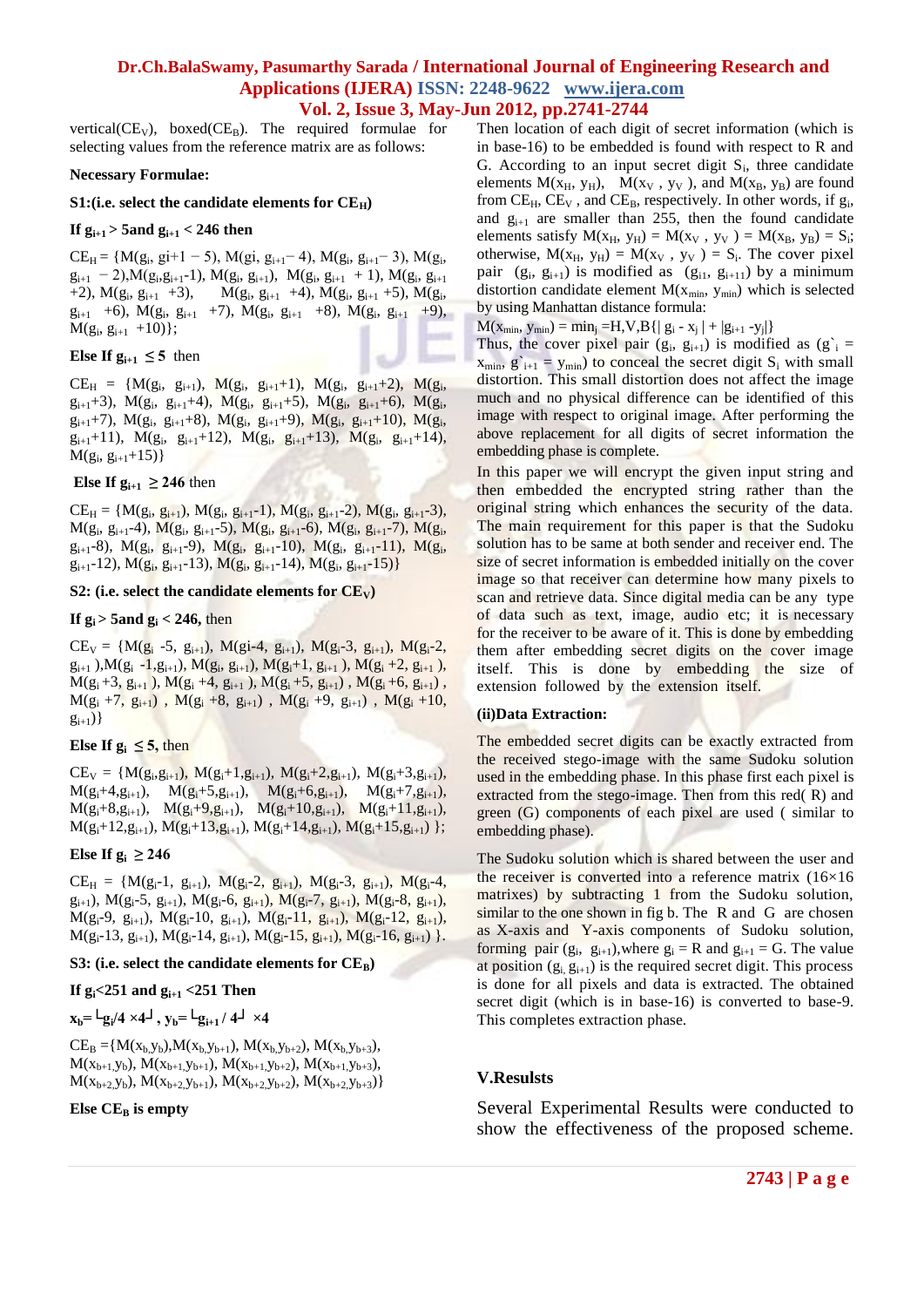vertical($CE_V$), boxed($CE_B$). The required formulae for selecting values from the reference matrix are as follows:

**Necessary Formulae:**

**S1:(i.e. select the candidate elements for $CE_H$)**

**If $g_{i+1} > 5$ and $g_{i+1} < 246$ then**

$CE_H$ = {M($g_i$, gi+1 − 5), M(gi, $g_{i+1}$− 4), M($g_i$, $g_{i+1}$− 3), M($g_i$, $g_{i+1}$ − 2),M($g_i$,$g_{i+1}$-1), M($g_i$, $g_{i+1}$), M($g_i$, $g_{i+1}$ + 1), M($g_i$, $g_{i+1}$ +2), M($g_i$, $g_{i+1}$ +3), M($g_i$, $g_{i+1}$ +4), M($g_i$, $g_{i+1}$ +5), M($g_i$, $g_{i+1}$ +6), M($g_i$, $g_{i+1}$ +7), M($g_i$, $g_{i+1}$ +8), M($g_i$, $g_{i+1}$ +9), M($g_i$, $g_{i+1}$ +10)};

**Else If $g_{i+1} \le 5$ then**

$CE_H$ = {M($g_i$, $g_{i+1}$), M($g_i$, $g_{i+1}$+1), M($g_i$, $g_{i+1}$+2), M($g_i$, $g_{i+1}$+3), M($g_i$, $g_{i+1}$+4), M($g_i$, $g_{i+1}$+5), M($g_i$, $g_{i+1}$+6), M($g_i$, $g_{i+1}$+7), M($g_i$, $g_{i+1}$+8), M($g_i$, $g_{i+1}$+9), M($g_i$, $g_{i+1}$+10), M($g_i$, $g_{i+1}$+11), M($g_i$, $g_{i+1}$+12), M($g_i$, $g_{i+1}$+13), M($g_i$, $g_{i+1}$+14), M($g_i$, $g_{i+1}$+15)}

**Else If $g_{i+1} \ge 246$ then**

$CE_H$ = {M($g_i$, $g_{i+1}$), M($g_i$, $g_{i+1}$-1), M($g_i$, $g_{i+1}$-2), M($g_i$, $g_{i+1}$-3), M($g_i$, $g_{i+1}$-4), M($g_i$, $g_{i+1}$-5), M($g_i$, $g_{i+1}$-6), M($g_i$, $g_{i+1}$-7), M($g_i$, $g_{i+1}$-8), M($g_i$, $g_{i+1}$-9), M($g_i$, $g_{i+1}$-10), M($g_i$, $g_{i+1}$-11), M($g_i$, $g_{i+1}$-12), M($g_i$, $g_{i+1}$-13), M($g_i$, $g_{i+1}$-14), M($g_i$, $g_{i+1}$-15)}

**S2: (i.e. select the candidate elements for $CE_V$)**

**If $g_i > 5$and $g_i < 246$, then**

$CE_V$ = {M($g_i$ -5, $g_{i+1}$), M(gi-4, $g_{i+1}$), M($g_i$-3, $g_{i+1}$), M($g_i$-2, $g_{i+1}$ ),M($g_i$ -1,$g_{i+1}$), M($g_i$, $g_{i+1}$), M($g_i$+1, $g_{i+1}$ ), M($g_i$ +2, $g_{i+1}$ ), M($g_i$ +3, $g_{i+1}$ ), M($g_i$ +4, $g_{i+1}$ ), M($g_i$ +5, $g_{i+1}$) , M($g_i$ +6, $g_{i+1}$) , M($g_i$ +7, $g_{i+1}$) , M($g_i$ +8, $g_{i+1}$) , M($g_i$ +9, $g_{i+1}$) , M($g_i$ +10, $g_{i+1}$)}

**Else If $g_i \le 5$, then**

$CE_V$ = {M($g_i$,$g_{i+1}$), M($g_i$+1,$g_{i+1}$), M($g_i$+2,$g_{i+1}$), M($g_i$+3,$g_{i+1}$), M($g_i$+4,$g_{i+1}$), M($g_i$+5,$g_{i+1}$), M($g_i$+6,$g_{i+1}$), M($g_i$+7,$g_{i+1}$), M($g_i$+8,$g_{i+1}$), M($g_i$+9,$g_{i+1}$), M($g_i$+10,$g_{i+1}$), M($g_i$+11,$g_{i+1}$), M($g_i$+12,$g_{i+1}$), M($g_i$+13,$g_{i+1}$), M($g_i$+14,$g_{i+1}$), M($g_i$+15,$g_{i+1}$) };

**Else If $g_i \ge 246$**

$CE_H$ = {M($g_i$-1, $g_{i+1}$), M($g_i$-2, $g_{i+1}$), M($g_i$-3, $g_{i+1}$), M($g_i$-4, $g_{i+1}$), M($g_i$-5, $g_{i+1}$), M($g_i$-6, $g_{i+1}$), M($g_i$-7, $g_{i+1}$), M($g_i$-8, $g_{i+1}$), M($g_i$-9, $g_{i+1}$), M($g_i$-10, $g_{i+1}$), M($g_i$-11, $g_{i+1}$), M($g_i$-12, $g_{i+1}$), M($g_i$-13, $g_{i+1}$), M($g_i$-14, $g_{i+1}$), M($g_i$-15, $g_{i+1}$), M($g_i$-16, $g_{i+1}$) }.

**S3: (i.e. select the candidate elements for $CE_B$)**

**If $g_i$<251 and $g_{i+1}$ <251 Then**

$$x_b = \lfloor g_i/4 \rfloor \times 4,\quad y_b = \lfloor g_{i+1}/4 \rfloor \times 4$$

$CE_B$ ={M($x_b$,$y_b$),M($x_b$,$y_{b+1}$), M($x_b$,$y_{b+2}$), M($x_b$,$y_{b+3}$), M($x_{b+1}$,$y_b$), M($x_{b+1}$,$y_{b+1}$), M($x_{b+1}$,$y_{b+2}$), M($x_{b+1}$,$y_{b+3}$), M($x_{b+2}$,$y_b$), M($x_{b+2}$,$y_{b+1}$), M($x_{b+2}$,$y_{b+2}$), M($x_{b+2}$,$y_{b+3}$)}

**Else $CE_B$ is empty**

Then location of each digit of secret information (which is in base-16) to be embedded is found with respect to R and G. According to an input secret digit $S_i$, three candidate elements M($x_H$, $y_H$), M($x_V$ , $y_V$ ), and M($x_B$, $y_B$) are found from $CE_H$, $CE_V$ , and $CE_B$, respectively. In other words, if $g_i$, and $g_{i+1}$ are smaller than 255, then the found candidate elements satisfy M($x_H$, $y_H$) = M($x_V$ , $y_V$ ) = M($x_B$, $y_B$) = $S_i$; otherwise, M($x_H$, $y_H$) = M($x_V$ , $y_V$ ) = $S_i$. The cover pixel pair ($g_i$, $g_{i+1}$) is modified as ($g_{i1}$, $g_{i+11}$) by a minimum distortion candidate element M($x_{min}$, $y_{min}$) which is selected by using Manhattan distance formula:

$$M(x_{min}, y_{min}) = \min_{j=H,V,B}\{|g_i - x_j| + |g_{i+1} - y_j|\}$$

Thus, the cover pixel pair ($g_i$, $g_{i+1}$) is modified as ($g`_i$ = $x_{min}$, $g`_{i+1}$ = $y_{min}$) to conceal the secret digit $S_i$ with small distortion. This small distortion does not affect the image much and no physical difference can be identified of this image with respect to original image. After performing the above replacement for all digits of secret information the embedding phase is complete.

In this paper we will encrypt the given input string and then embedded the encrypted string rather than the original string which enhances the security of the data. The main requirement for this paper is that the Sudoku solution has to be same at both sender and receiver end. The size of secret information is embedded initially on the cover image so that receiver can determine how many pixels to scan and retrieve data. Since digital media can be any type of data such as text, image, audio etc; it is necessary for the receiver to be aware of it. This is done by embedding them after embedding secret digits on the cover image itself. This is done by embedding the size of extension followed by the extension itself.

**(ii)Data Extraction:**

The embedded secret digits can be exactly extracted from the received stego-image with the same Sudoku solution used in the embedding phase. In this phase first each pixel is extracted from the stego-image. Then from this red( R) and green (G) components of each pixel are used ( similar to embedding phase).

The Sudoku solution which is shared between the user and the receiver is converted into a reference matrix (16×16 matrixes) by subtracting 1 from the Sudoku solution, similar to the one shown in fig b. The R and G are chosen as X-axis and Y-axis components of Sudoku solution, forming pair ($g_i$, $g_{i+1}$),where $g_i$ = R and $g_{i+1}$ = G. The value at position ($g_i$, $g_{i+1}$) is the required secret digit. This process is done for all pixels and data is extracted. The obtained secret digit (which is in base-16) is converted to base-9. This completes extraction phase.

## V.Resulsts

Several Experimental Results were conducted to show the effectiveness of the proposed scheme.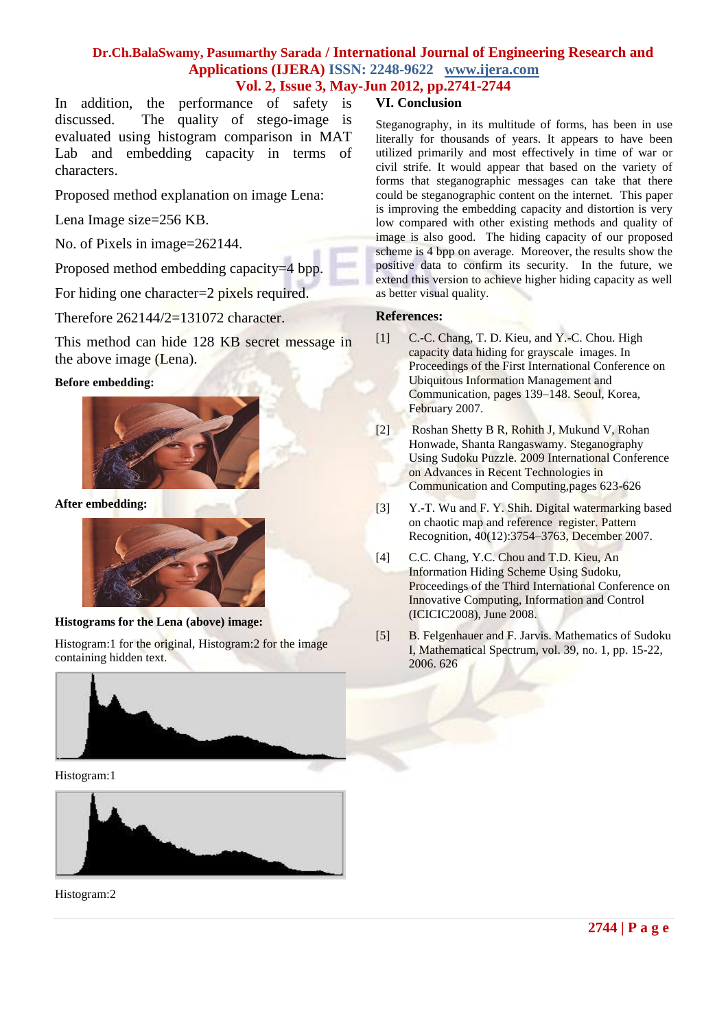In addition, the performance of safety is discussed. The quality of stego-image is evaluated using histogram comparison in MAT Lab and embedding capacity in terms of characters.

Proposed method explanation on image Lena:

Lena Image size=256 KB.

No. of Pixels in image=262144.

Proposed method embedding capacity=4 bpp.

For hiding one character=2 pixels required.

Therefore 262144/2=131072 character.

This method can hide 128 KB secret message in the above image (Lena).

**Before embedding:**

**After embedding:**

**Histograms for the Lena (above) image:**

Histogram:1 for the original, Histogram:2 for the image containing hidden text.

Histogram:1

Histogram:2

## VI. Conclusion

Steganography, in its multitude of forms, has been in use literally for thousands of years. It appears to have been utilized primarily and most effectively in time of war or civil strife. It would appear that based on the variety of forms that steganographic messages can take that there could be steganographic content on the internet. This paper is improving the embedding capacity and distortion is very low compared with other existing methods and quality of image is also good. The hiding capacity of our proposed scheme is 4 bpp on average. Moreover, the results show the positive data to confirm its security. In the future, we extend this version to achieve higher hiding capacity as well as better visual quality.

## References:

[1] C.-C. Chang, T. D. Kieu, and Y.-C. Chou. High capacity data hiding for grayscale images. In Proceedings of the First International Conference on Ubiquitous Information Management and Communication, pages 139–148. Seoul, Korea, February 2007.

[2] Roshan Shetty B R, Rohith J, Mukund V, Rohan Honwade, Shanta Rangaswamy. Steganography Using Sudoku Puzzle. 2009 International Conference on Advances in Recent Technologies in Communication and Computing,pages 623-626

[3] Y.-T. Wu and F. Y. Shih. Digital watermarking based on chaotic map and reference register. Pattern Recognition, 40(12):3754–3763, December 2007.

[4] C.C. Chang, Y.C. Chou and T.D. Kieu, An Information Hiding Scheme Using Sudoku, Proceedings of the Third International Conference on Innovative Computing, Information and Control (ICICIC2008), June 2008.

[5] B. Felgenhauer and F. Jarvis. Mathematics of Sudoku I, Mathematical Spectrum, vol. 39, no. 1, pp. 15-22, 2006. 626